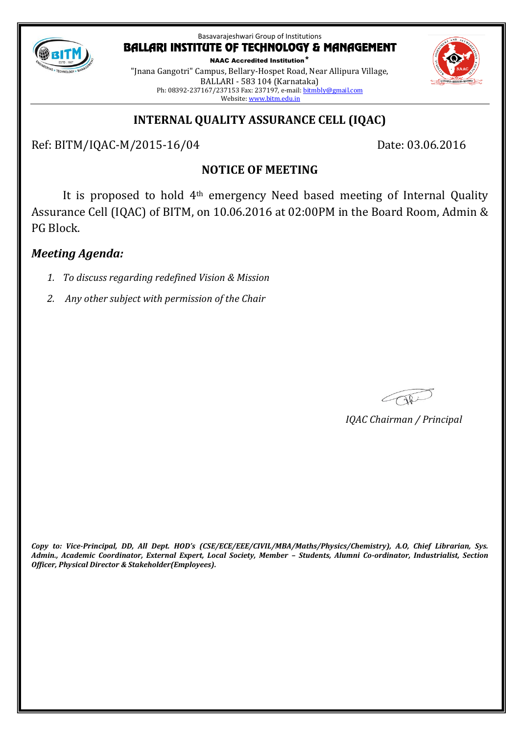Basavarajeshwari Group of Institutions

# BALLARI INSTITUTE OF TECHNOLOGY & MANAGEMENT

**NAAC Accredited Institution***

"Jnana Gangotri" Campus, Bellary-Hospet Road, Near Allipura Village,
BALLARI - 583 104 (Karnataka)
Ph: 08392-237167/237153 Fax: 237197, e-mail: bitmbly@gmail.com
Website: www.bitm.edu.in

## INTERNAL QUALITY ASSURANCE CELL (IQAC)

Ref: BITM/IQAC-M/2015-16/04 Date: 03.06.2016

### NOTICE OF MEETING

It is proposed to hold 4th emergency Need based meeting of Internal Quality Assurance Cell (IQAC) of BITM, on 10.06.2016 at 02:00PM in the Board Room, Admin & PG Block.

### *Meeting Agenda:*

1. *To discuss regarding redefined Vision & Mission*
2. *Any other subject with permission of the Chair*

*IQAC Chairman / Principal*

***Copy to: Vice-Principal, DD, All Dept. HOD's (CSE/ECE/EEE/CIVIL/MBA/Maths/Physics/Chemistry), A.O, Chief Librarian, Sys. Admin., Academic Coordinator, External Expert, Local Society, Member – Students, Alumni Co-ordinator, Industrialist, Section Officer, Physical Director & Stakeholder(Employees).***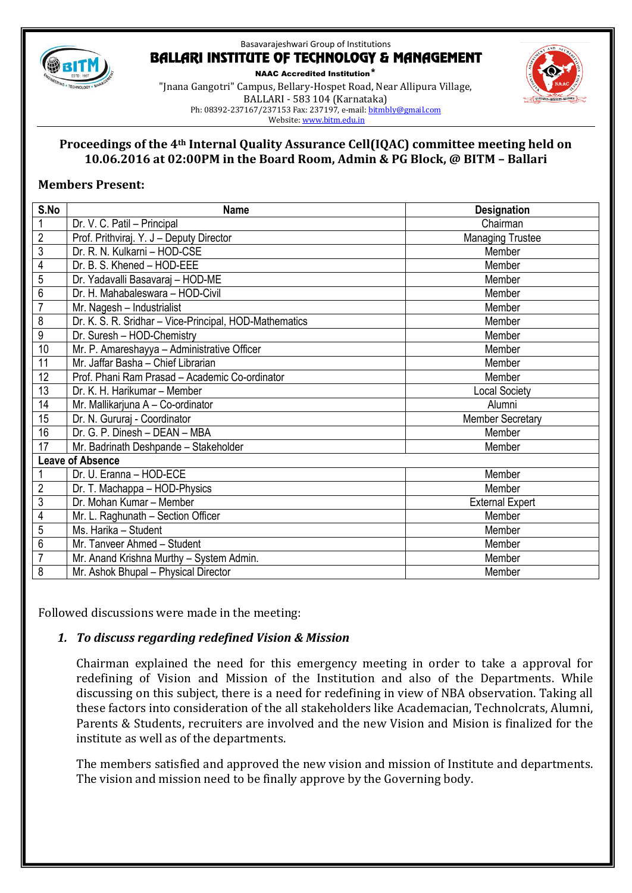Basavarajeshwari Group of Institutions

# BALLARI INSTITUTE OF TECHNOLOGY & MANAGEMENT

**NAAC Accredited Institution***

"Jnana Gangotri" Campus, Bellary-Hospet Road, Near Allipura Village,
BALLARI - 583 104 (Karnataka)
Ph: 08392-237167/237153 Fax: 237197, e-mail: bitmbly@gmail.com
Website: www.bitm.edu.in

## Proceedings of the 4th Internal Quality Assurance Cell(IQAC) committee meeting held on 10.06.2016 at 02:00PM in the Board Room, Admin & PG Block, @ BITM – Ballari

### Members Present:

| S.No | Name | Designation |
|---|---|---|
| 1 | Dr. V. C. Patil – Principal | Chairman |
| 2 | Prof. Prithviraj. Y. J – Deputy Director | Managing Trustee |
| 3 | Dr. R. N. Kulkarni – HOD-CSE | Member |
| 4 | Dr. B. S. Khened – HOD-EEE | Member |
| 5 | Dr. Yadavalli Basavaraj – HOD-ME | Member |
| 6 | Dr. H. Mahabaleswara – HOD-Civil | Member |
| 7 | Mr. Nagesh – Industrialist | Member |
| 8 | Dr. K. S. R. Sridhar – Vice-Principal, HOD-Mathematics | Member |
| 9 | Dr. Suresh – HOD-Chemistry | Member |
| 10 | Mr. P. Amareshayya – Administrative Officer | Member |
| 11 | Mr. Jaffar Basha – Chief Librarian | Member |
| 12 | Prof. Phani Ram Prasad – Academic Co-ordinator | Member |
| 13 | Dr. K. H. Harikumar – Member | Local Society |
| 14 | Mr. Mallikarjuna A – Co-ordinator | Alumni |
| 15 | Dr. N. Gururaj - Coordinator | Member Secretary |
| 16 | Dr. G. P. Dinesh – DEAN – MBA | Member |
| 17 | Mr. Badrinath Deshpande – Stakeholder | Member |
| **Leave of Absence** | | |
| 1 | Dr. U. Eranna – HOD-ECE | Member |
| 2 | Dr. T. Machappa – HOD-Physics | Member |
| 3 | Dr. Mohan Kumar – Member | External Expert |
| 4 | Mr. L. Raghunath – Section Officer | Member |
| 5 | Ms. Harika – Student | Member |
| 6 | Mr. Tanveer Ahmed – Student | Member |
| 7 | Mr. Anand Krishna Murthy – System Admin. | Member |
| 8 | Mr. Ashok Bhupal – Physical Director | Member |

Followed discussions were made in the meeting:

1. ***To discuss regarding redefined Vision & Mission***

   Chairman explained the need for this emergency meeting in order to take a approval for redefining of Vision and Mission of the Institution and also of the Departments. While discussing on this subject, there is a need for redefining in view of NBA observation. Taking all these factors into consideration of the all stakeholders like Academacian, Technolcrats, Alumni, Parents & Students, recruiters are involved and the new Vision and Mission is finalized for the institute as well as of the departments.

   The members satisfied and approved the new vision and mission of Institute and departments. The vision and mission need to be finally approve by the Governing body.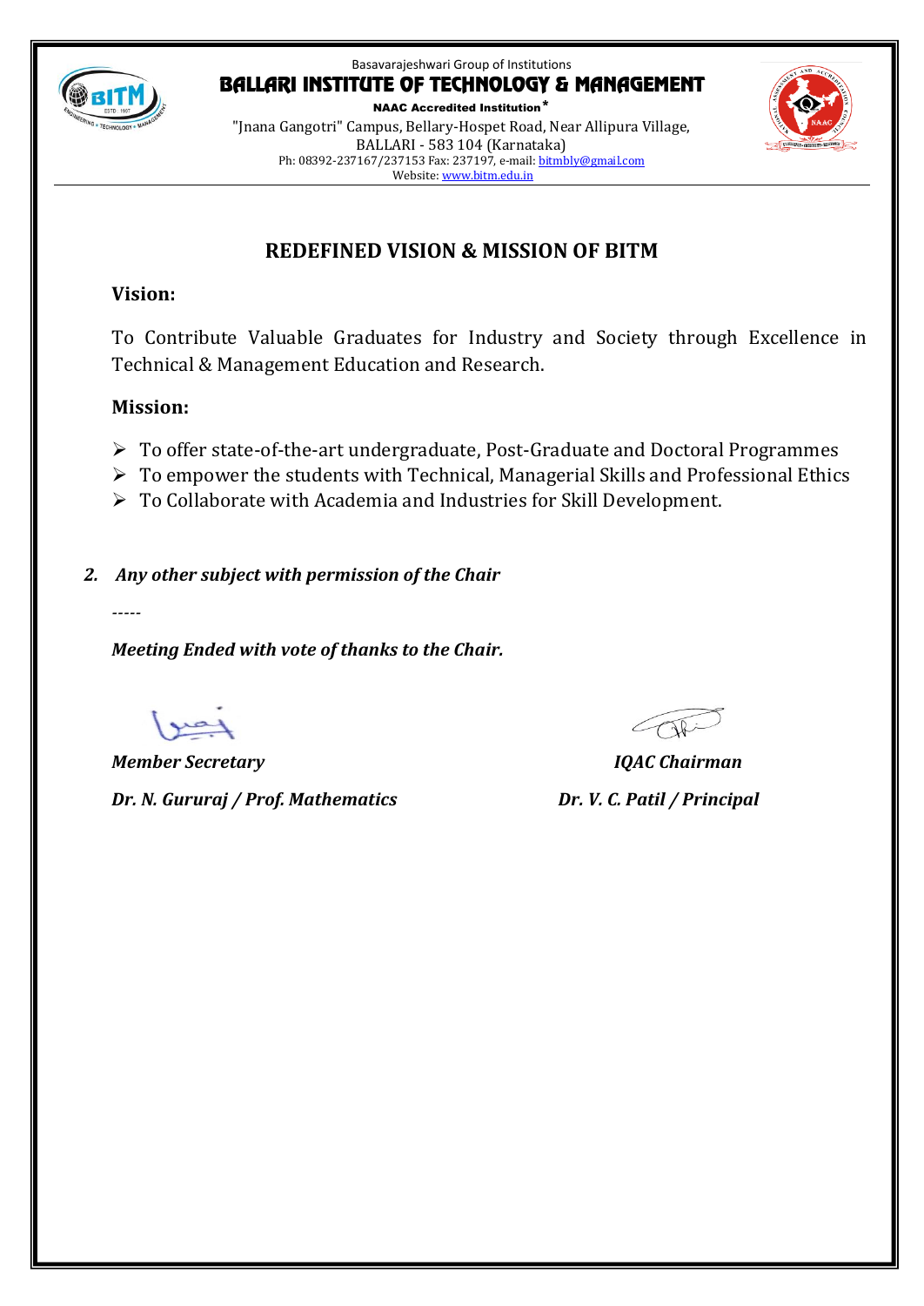Basavarajeshwari Group of Institutions

**BALLARI INSTITUTE OF TECHNOLOGY & MANAGEMENT**

**NAAC Accredited Institution***

"Jnana Gangotri" Campus, Bellary-Hospet Road, Near Allipura Village,
BALLARI - 583 104 (Karnataka)

Ph: 08392-237167/237153 Fax: 237197, e-mail: bitmbly@gmail.com

Website: www.bitm.edu.in

## REDEFINED VISION & MISSION OF BITM

### Vision:

To Contribute Valuable Graduates for Industry and Society through Excellence in Technical & Management Education and Research.

### Mission:

- To offer state-of-the-art undergraduate, Post-Graduate and Doctoral Programmes
- To empower the students with Technical, Managerial Skills and Professional Ethics
- To Collaborate with Academia and Industries for Skill Development.

***2. Any other subject with permission of the Chair***

-----

***Meeting Ended with vote of thanks to the Chair.***

| | |
|---|---|
| ***Member Secretary*** | ***IQAC Chairman*** |
| ***Dr. N. Gururaj / Prof. Mathematics*** | ***Dr. V. C. Patil / Principal*** |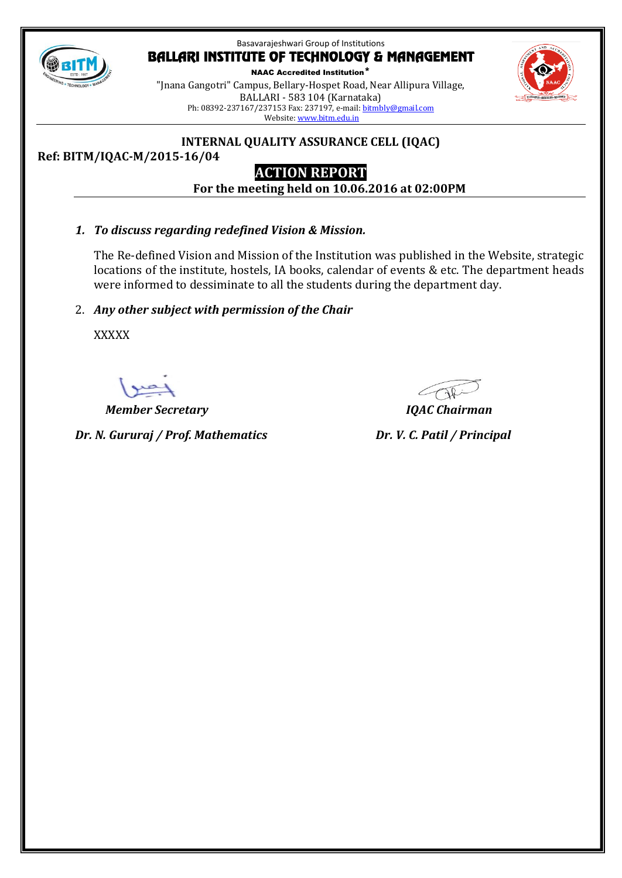Basavarajeshwari Group of Institutions

# BALLARI INSTITUTE OF TECHNOLOGY & MANAGEMENT

**NAAC Accredited Institution***

"Jnana Gangotri" Campus, Bellary-Hospet Road, Near Allipura Village,
BALLARI - 583 104 (Karnataka)
Ph: 08392-237167/237153 Fax: 237197, e-mail: bitmbly@gmail.com
Website: www.bitm.edu.in

**INTERNAL QUALITY ASSURANCE CELL (IQAC)**

**Ref: BITM/IQAC-M/2015-16/04**

## ACTION REPORT

**For the meeting held on 10.06.2016 at 02:00PM**

1. ***To discuss regarding redefined Vision & Mission.***

   The Re-defined Vision and Mission of the Institution was published in the Website, strategic locations of the institute, hostels, IA books, calendar of events & etc. The department heads were informed to dessiminate to all the students during the department day.

2. ***Any other subject with permission of the Chair***

   XXXXX

***Member Secretary***

***Dr. N. Gururaj / Prof. Mathematics***

***IQAC Chairman***

***Dr. V. C. Patil / Principal***